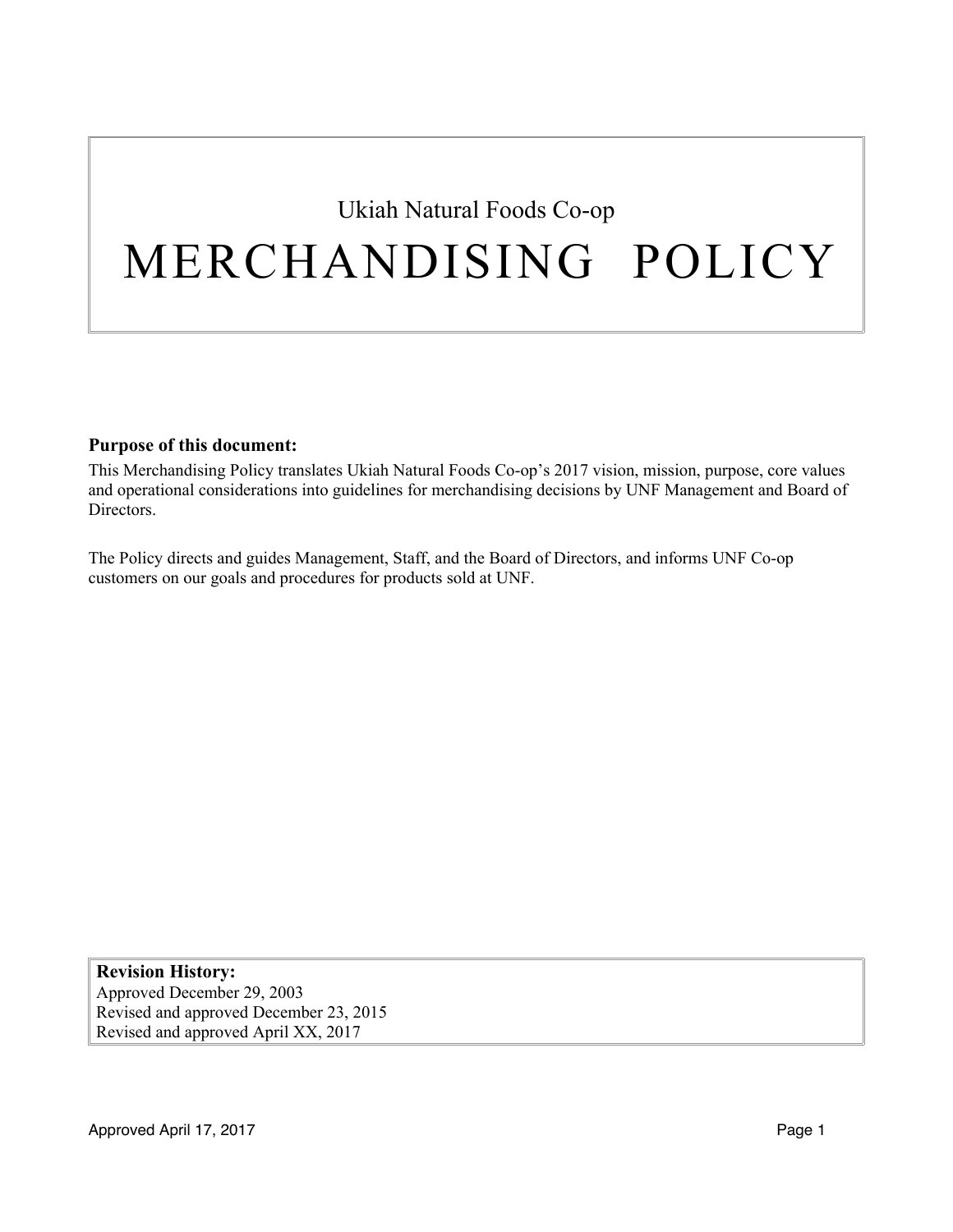Ukiah Natural Foods Co-op

# MERCHANDISING POLICY

**Purpose of this document:**

This Merchandising Policy translates Ukiah Natural Foods Co-op's 2017 vision, mission, purpose, core values and operational considerations into guidelines for merchandising decisions by UNF Management and Board of Directors.

The Policy directs and guides Management, Staff, and the Board of Directors, and informs UNF Co-op customers on our goals and procedures for products sold at UNF.

**Revision History:**
Approved December 29, 2003
Revised and approved December 23, 2015
Revised and approved April XX, 2017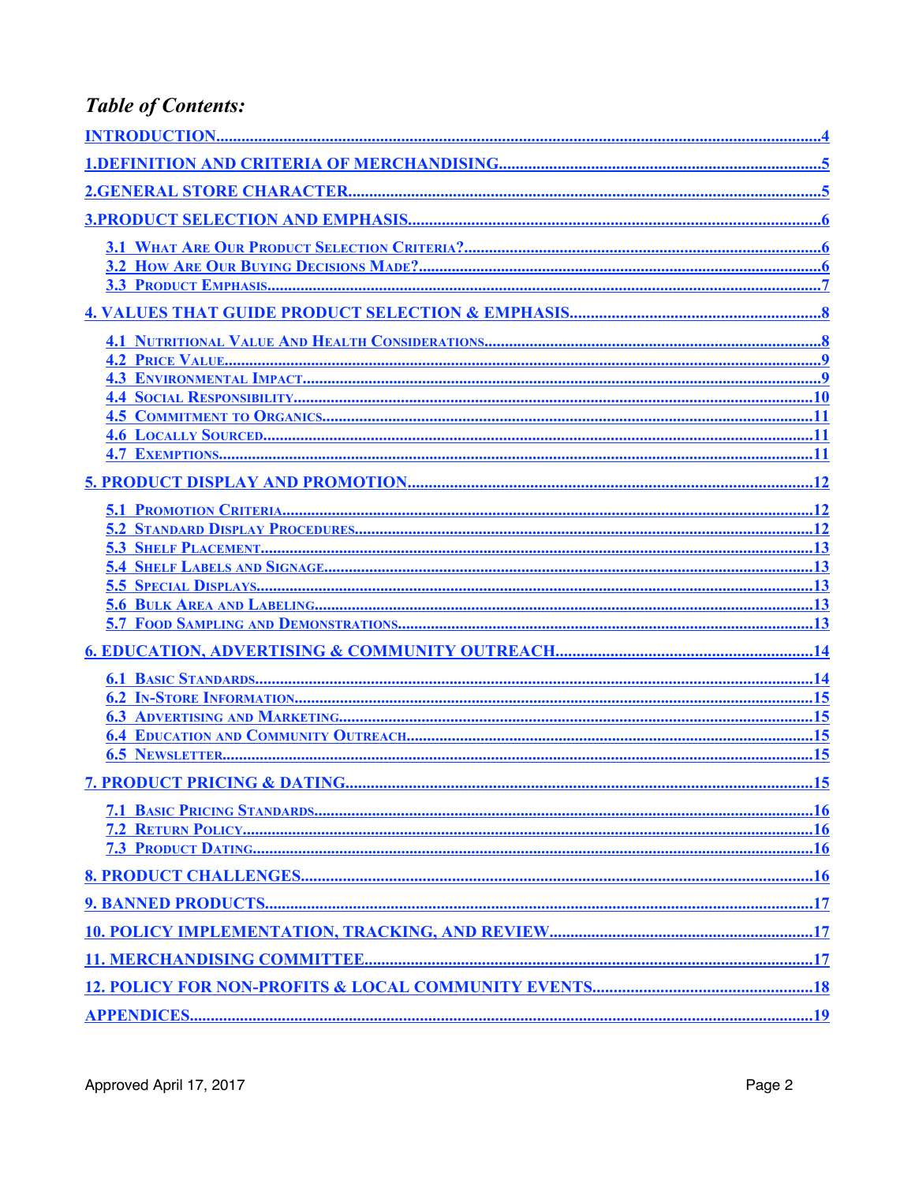## *Table of Contents:*

- INTRODUCTION....4
- 1.DEFINITION AND CRITERIA OF MERCHANDISING....5
- 2.GENERAL STORE CHARACTER....5
- 3.PRODUCT SELECTION AND EMPHASIS....6
  - 3.1 What Are Our Product Selection Criteria?....6
  - 3.2 How Are Our Buying Decisions Made?....6
  - 3.3 Product Emphasis....7
- 4. VALUES THAT GUIDE PRODUCT SELECTION & EMPHASIS....8
  - 4.1 Nutritional Value And Health Considerations....8
  - 4.2 Price Value....9
  - 4.3 Environmental Impact....9
  - 4.4 Social Responsibility....10
  - 4.5 Commitment to Organics....11
  - 4.6 Locally Sourced....11
  - 4.7 Exemptions....11
- 5. PRODUCT DISPLAY AND PROMOTION....12
  - 5.1 Promotion Criteria....12
  - 5.2 Standard Display Procedures....12
  - 5.3 Shelf Placement....13
  - 5.4 Shelf Labels and Signage....13
  - 5.5 Special Displays....13
  - 5.6 Bulk Area and Labeling....13
  - 5.7 Food Sampling and Demonstrations....13
- 6. EDUCATION, ADVERTISING & COMMUNITY OUTREACH....14
  - 6.1 Basic Standards....14
  - 6.2 In-Store Information....15
  - 6.3 Advertising and Marketing....15
  - 6.4 Education and Community Outreach....15
  - 6.5 Newsletter....15
- 7. PRODUCT PRICING & DATING....15
  - 7.1 Basic Pricing Standards....16
  - 7.2 Return Policy....16
  - 7.3 Product Dating....16
- 8. PRODUCT CHALLENGES....16
- 9. BANNED PRODUCTS....17
- 10. POLICY IMPLEMENTATION, TRACKING, AND REVIEW....17
- 11. MERCHANDISING COMMITTEE....17
- 12. POLICY FOR NON-PROFITS & LOCAL COMMUNITY EVENTS....18
- APPENDICES....19

Approved April 17, 2017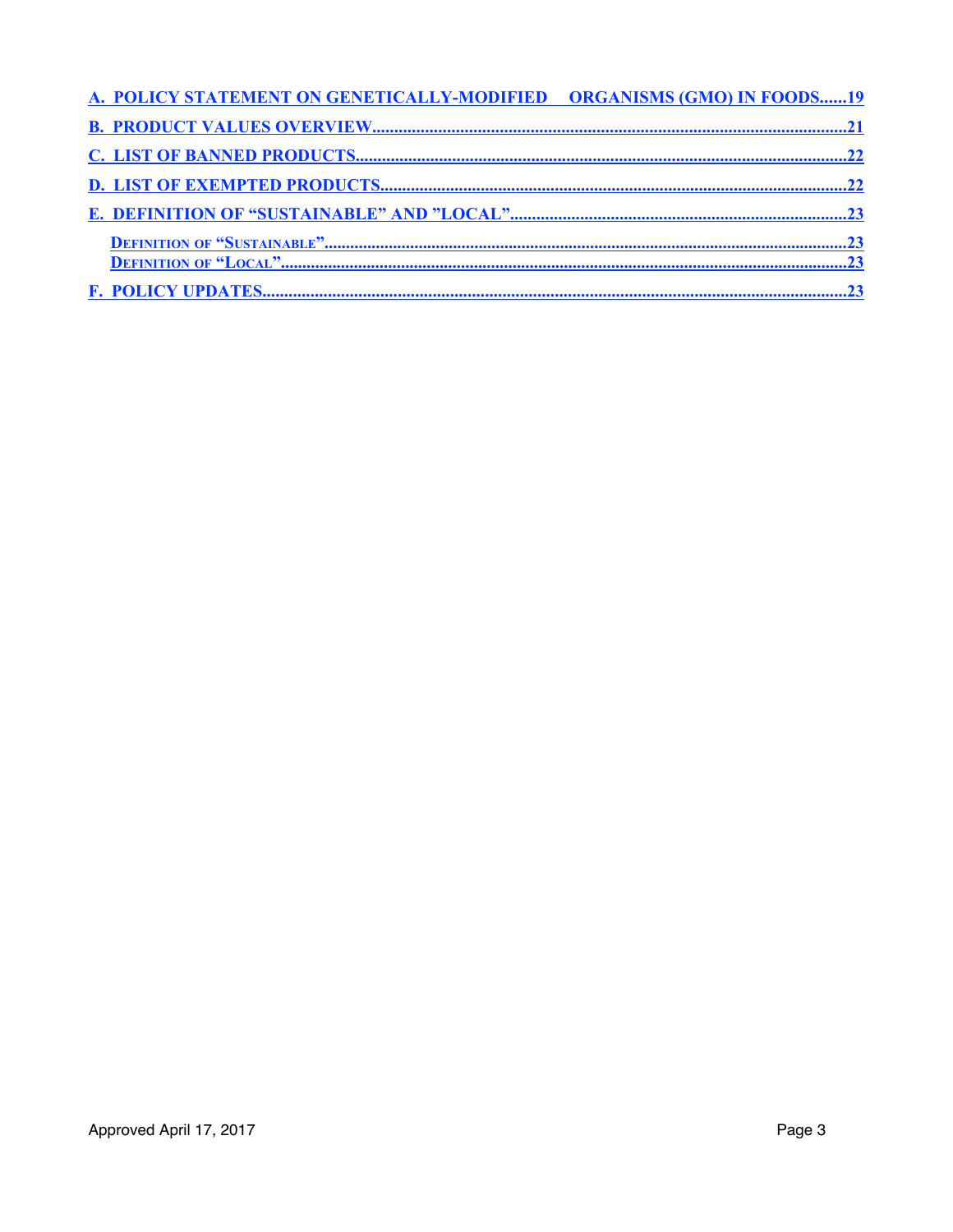A. POLICY STATEMENT ON GENETICALLY-MODIFIED ORGANISMS (GMO) IN FOODS......19

B. PRODUCT VALUES OVERVIEW.......................................................................................................21

C. LIST OF BANNED PRODUCTS...................................................................................................22

D. LIST OF EXEMPTED PRODUCTS................................................................................................22

E. DEFINITION OF "SUSTAINABLE" AND "LOCAL"............................................................................23

- DEFINITION OF "SUSTAINABLE"....................................................................................................23
- DEFINITION OF "LOCAL"..............................................................................................................23

F. POLICY UPDATES.......................................................................................................................23

Approved April 17, 2017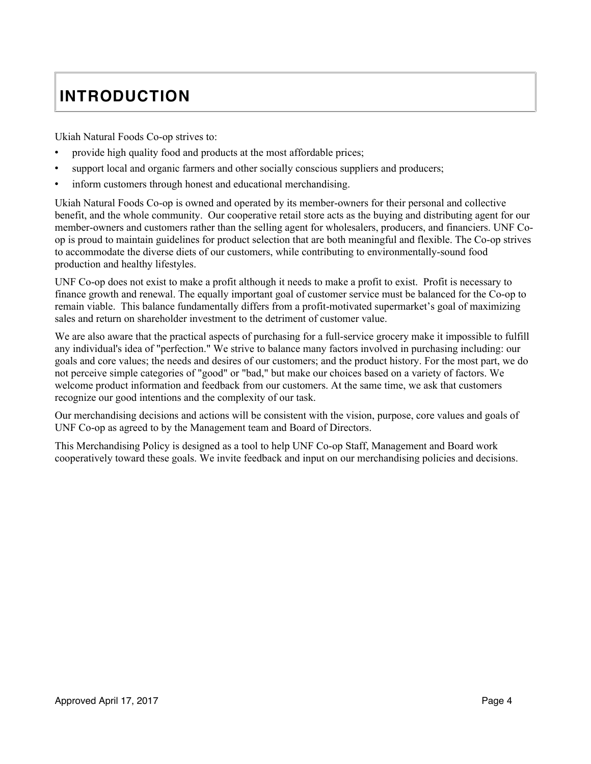# INTRODUCTION

Ukiah Natural Foods Co-op strives to:

- provide high quality food and products at the most affordable prices;
- support local and organic farmers and other socially conscious suppliers and producers;
- inform customers through honest and educational merchandising.

Ukiah Natural Foods Co-op is owned and operated by its member-owners for their personal and collective benefit, and the whole community. Our cooperative retail store acts as the buying and distributing agent for our member-owners and customers rather than the selling agent for wholesalers, producers, and financiers. UNF Co-op is proud to maintain guidelines for product selection that are both meaningful and flexible. The Co-op strives to accommodate the diverse diets of our customers, while contributing to environmentally-sound food production and healthy lifestyles.

UNF Co-op does not exist to make a profit although it needs to make a profit to exist. Profit is necessary to finance growth and renewal. The equally important goal of customer service must be balanced for the Co-op to remain viable. This balance fundamentally differs from a profit-motivated supermarket's goal of maximizing sales and return on shareholder investment to the detriment of customer value.

We are also aware that the practical aspects of purchasing for a full-service grocery make it impossible to fulfill any individual's idea of "perfection." We strive to balance many factors involved in purchasing including: our goals and core values; the needs and desires of our customers; and the product history. For the most part, we do not perceive simple categories of "good" or "bad," but make our choices based on a variety of factors. We welcome product information and feedback from our customers. At the same time, we ask that customers recognize our good intentions and the complexity of our task.

Our merchandising decisions and actions will be consistent with the vision, purpose, core values and goals of UNF Co-op as agreed to by the Management team and Board of Directors.

This Merchandising Policy is designed as a tool to help UNF Co-op Staff, Management and Board work cooperatively toward these goals. We invite feedback and input on our merchandising policies and decisions.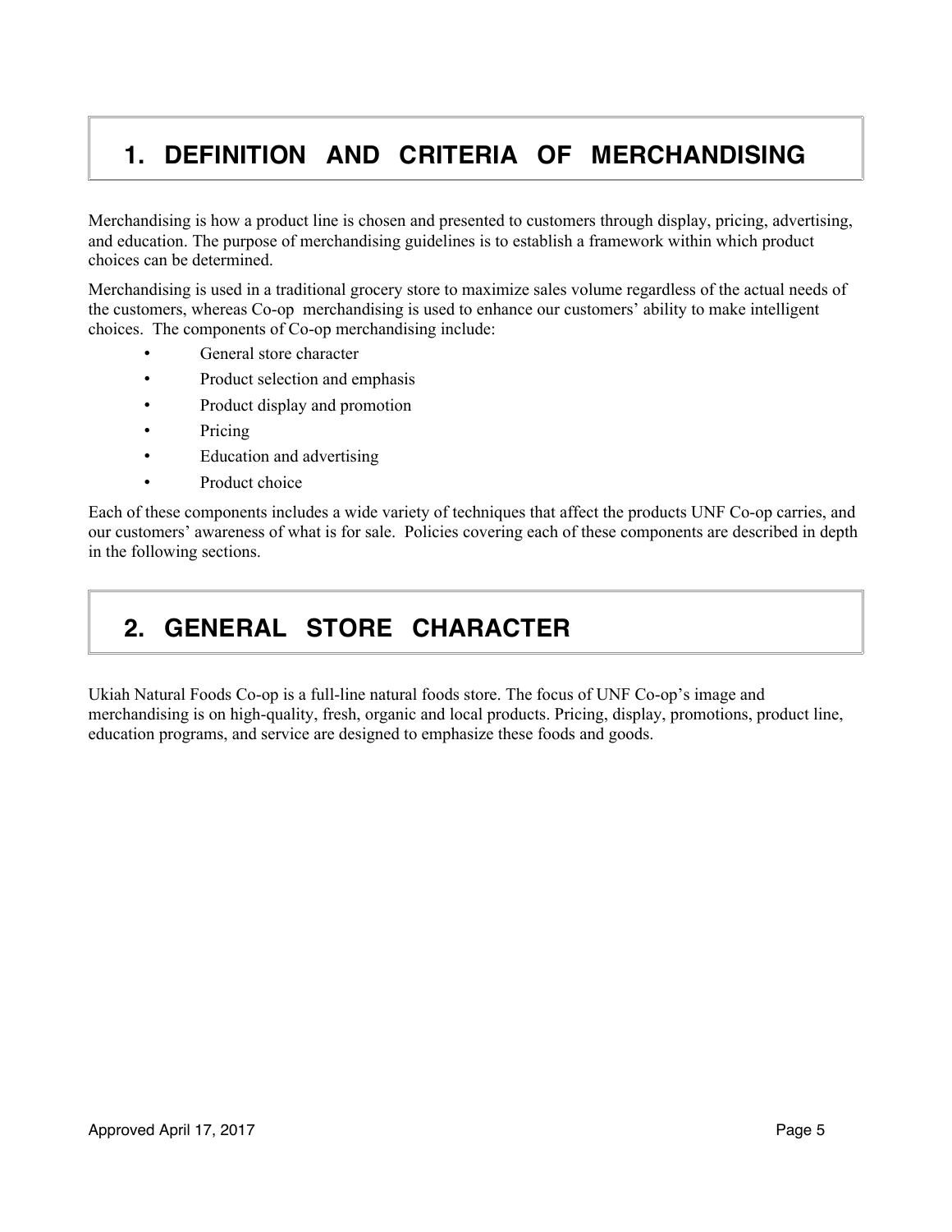# 1. DEFINITION AND CRITERIA OF MERCHANDISING

Merchandising is how a product line is chosen and presented to customers through display, pricing, advertising, and education. The purpose of merchandising guidelines is to establish a framework within which product choices can be determined.

Merchandising is used in a traditional grocery store to maximize sales volume regardless of the actual needs of the customers, whereas Co-op merchandising is used to enhance our customers' ability to make intelligent choices. The components of Co-op merchandising include:

- General store character
- Product selection and emphasis
- Product display and promotion
- Pricing
- Education and advertising
- Product choice

Each of these components includes a wide variety of techniques that affect the products UNF Co-op carries, and our customers' awareness of what is for sale. Policies covering each of these components are described in depth in the following sections.

# 2. GENERAL STORE CHARACTER

Ukiah Natural Foods Co-op is a full-line natural foods store. The focus of UNF Co-op's image and merchandising is on high-quality, fresh, organic and local products. Pricing, display, promotions, product line, education programs, and service are designed to emphasize these foods and goods.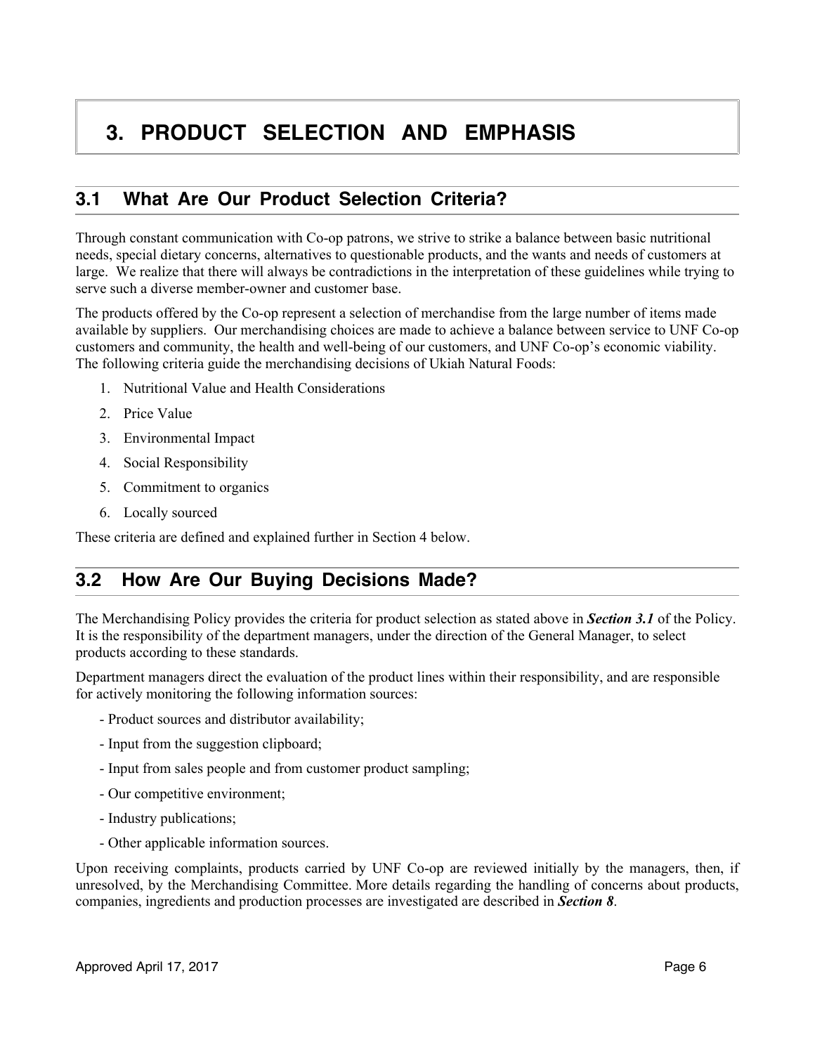# 3. PRODUCT SELECTION AND EMPHASIS

## 3.1 What Are Our Product Selection Criteria?

Through constant communication with Co-op patrons, we strive to strike a balance between basic nutritional needs, special dietary concerns, alternatives to questionable products, and the wants and needs of customers at large. We realize that there will always be contradictions in the interpretation of these guidelines while trying to serve such a diverse member-owner and customer base.

The products offered by the Co-op represent a selection of merchandise from the large number of items made available by suppliers. Our merchandising choices are made to achieve a balance between service to UNF Co-op customers and community, the health and well-being of our customers, and UNF Co-op's economic viability. The following criteria guide the merchandising decisions of Ukiah Natural Foods:

1. Nutritional Value and Health Considerations
2. Price Value
3. Environmental Impact
4. Social Responsibility
5. Commitment to organics
6. Locally sourced

These criteria are defined and explained further in Section 4 below.

## 3.2 How Are Our Buying Decisions Made?

The Merchandising Policy provides the criteria for product selection as stated above in ***Section 3.1*** of the Policy. It is the responsibility of the department managers, under the direction of the General Manager, to select products according to these standards.

Department managers direct the evaluation of the product lines within their responsibility, and are responsible for actively monitoring the following information sources:

- Product sources and distributor availability;
- Input from the suggestion clipboard;
- Input from sales people and from customer product sampling;
- Our competitive environment;
- Industry publications;
- Other applicable information sources.

Upon receiving complaints, products carried by UNF Co-op are reviewed initially by the managers, then, if unresolved, by the Merchandising Committee. More details regarding the handling of concerns about products, companies, ingredients and production processes are investigated are described in ***Section 8***.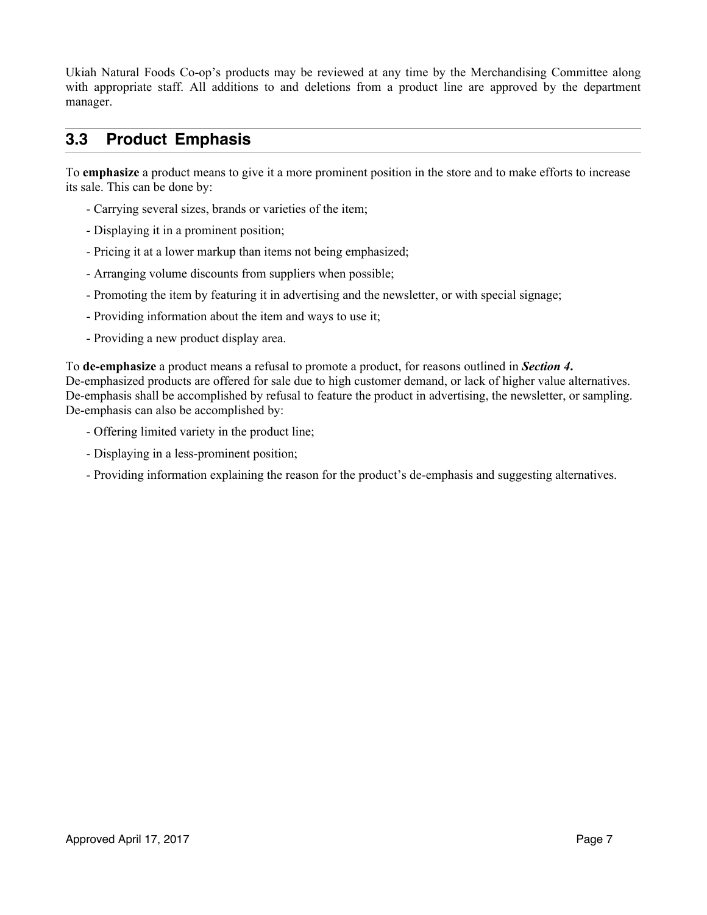Ukiah Natural Foods Co-op's products may be reviewed at any time by the Merchandising Committee along with appropriate staff. All additions to and deletions from a product line are approved by the department manager.

## 3.3 Product Emphasis

To **emphasize** a product means to give it a more prominent position in the store and to make efforts to increase its sale. This can be done by:

- Carrying several sizes, brands or varieties of the item;
- Displaying it in a prominent position;
- Pricing it at a lower markup than items not being emphasized;
- Arranging volume discounts from suppliers when possible;
- Promoting the item by featuring it in advertising and the newsletter, or with special signage;
- Providing information about the item and ways to use it;
- Providing a new product display area.

To **de-emphasize** a product means a refusal to promote a product, for reasons outlined in ***Section 4*.** De-emphasized products are offered for sale due to high customer demand, or lack of higher value alternatives. De-emphasis shall be accomplished by refusal to feature the product in advertising, the newsletter, or sampling. De-emphasis can also be accomplished by:

- Offering limited variety in the product line;
- Displaying in a less-prominent position;
- Providing information explaining the reason for the product's de-emphasis and suggesting alternatives.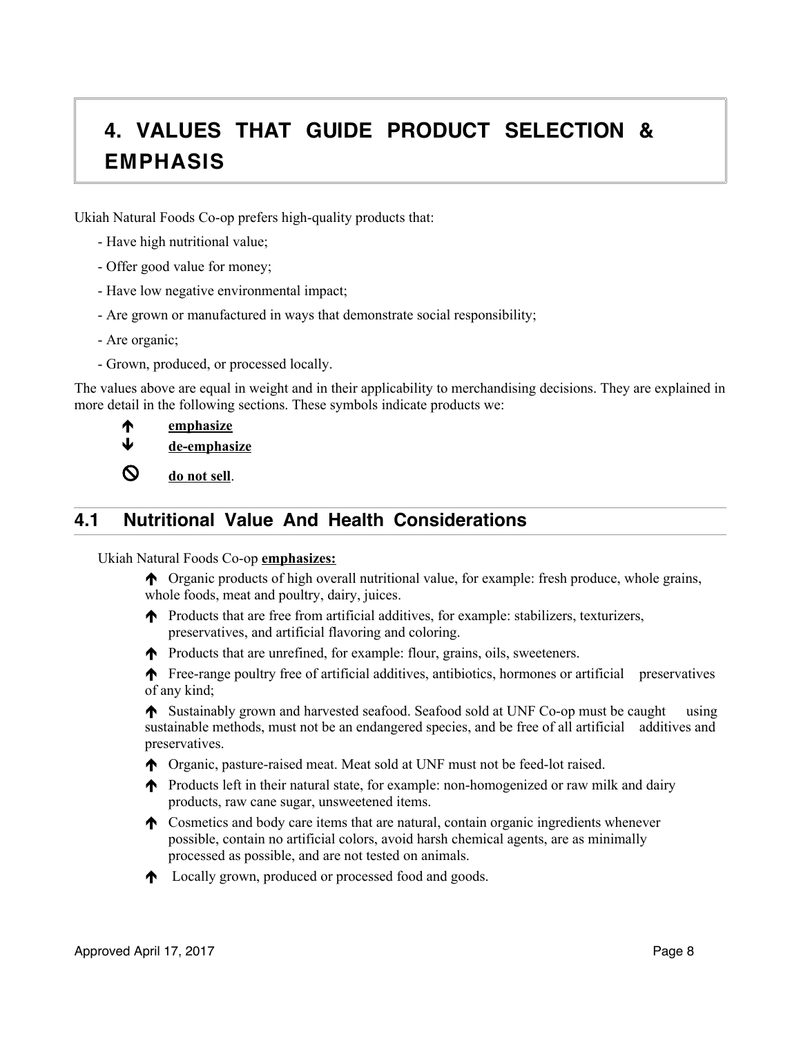# 4. VALUES THAT GUIDE PRODUCT SELECTION & EMPHASIS

Ukiah Natural Foods Co-op prefers high-quality products that:

- Have high nutritional value;
- Offer good value for money;
- Have low negative environmental impact;
- Are grown or manufactured in ways that demonstrate social responsibility;
- Are organic;
- Grown, produced, or processed locally.

The values above are equal in weight and in their applicability to merchandising decisions. They are explained in more detail in the following sections. These symbols indicate products we:

🡅 **emphasize**

🡇 **de-emphasize**

⃠ **do not sell**.

## 4.1 Nutritional Value And Health Considerations

Ukiah Natural Foods Co-op **emphasizes:**

🡅 Organic products of high overall nutritional value, for example: fresh produce, whole grains, whole foods, meat and poultry, dairy, juices.

🡅 Products that are free from artificial additives, for example: stabilizers, texturizers, preservatives, and artificial flavoring and coloring.

🡅 Products that are unrefined, for example: flour, grains, oils, sweeteners.

🡅 Free-range poultry free of artificial additives, antibiotics, hormones or artificial preservatives of any kind;

🡅 Sustainably grown and harvested seafood. Seafood sold at UNF Co-op must be caught using sustainable methods, must not be an endangered species, and be free of all artificial additives and preservatives.

🡅 Organic, pasture-raised meat. Meat sold at UNF must not be feed-lot raised.

🡅 Products left in their natural state, for example: non-homogenized or raw milk and dairy products, raw cane sugar, unsweetened items.

🡅 Cosmetics and body care items that are natural, contain organic ingredients whenever possible, contain no artificial colors, avoid harsh chemical agents, are as minimally processed as possible, and are not tested on animals.

🡅 Locally grown, produced or processed food and goods.

Approved April 17, 2017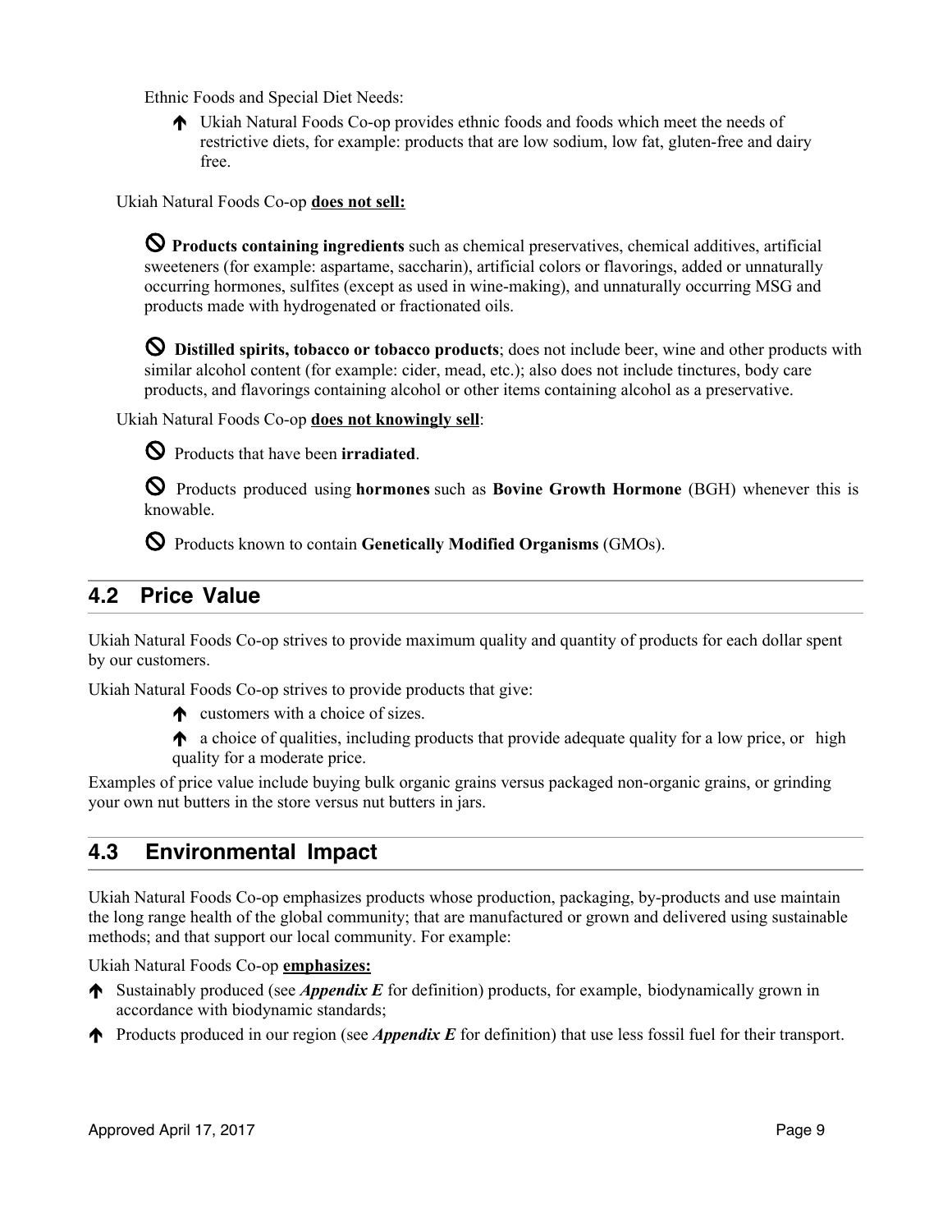Ethnic Foods and Special Diet Needs:

- 🡅 Ukiah Natural Foods Co-op provides ethnic foods and foods which meet the needs of restrictive diets, for example: products that are low sodium, low fat, gluten-free and dairy free.

Ukiah Natural Foods Co-op **does not sell:**

⃠ **Products containing ingredients** such as chemical preservatives, chemical additives, artificial sweeteners (for example: aspartame, saccharin), artificial colors or flavorings, added or unnaturally occurring hormones, sulfites (except as used in wine-making), and unnaturally occurring MSG and products made with hydrogenated or fractionated oils.

⃠ **Distilled spirits, tobacco or tobacco products**; does not include beer, wine and other products with similar alcohol content (for example: cider, mead, etc.); also does not include tinctures, body care products, and flavorings containing alcohol or other items containing alcohol as a preservative.

Ukiah Natural Foods Co-op **does not knowingly sell**:

⃠ Products that have been **irradiated**.

⃠ Products produced using **hormones** such as **Bovine Growth Hormone** (BGH) whenever this is knowable.

⃠ Products known to contain **Genetically Modified Organisms** (GMOs).

## 4.2 Price Value

Ukiah Natural Foods Co-op strives to provide maximum quality and quantity of products for each dollar spent by our customers.

Ukiah Natural Foods Co-op strives to provide products that give:

- 🡅 customers with a choice of sizes.
- 🡅 a choice of qualities, including products that provide adequate quality for a low price, or high quality for a moderate price.

Examples of price value include buying bulk organic grains versus packaged non-organic grains, or grinding your own nut butters in the store versus nut butters in jars.

## 4.3 Environmental Impact

Ukiah Natural Foods Co-op emphasizes products whose production, packaging, by-products and use maintain the long range health of the global community; that are manufactured or grown and delivered using sustainable methods; and that support our local community. For example:

Ukiah Natural Foods Co-op **emphasizes:**

- 🡅 Sustainably produced (see ***Appendix E*** for definition) products, for example, biodynamically grown in accordance with biodynamic standards;
- 🡅 Products produced in our region (see ***Appendix E*** for definition) that use less fossil fuel for their transport.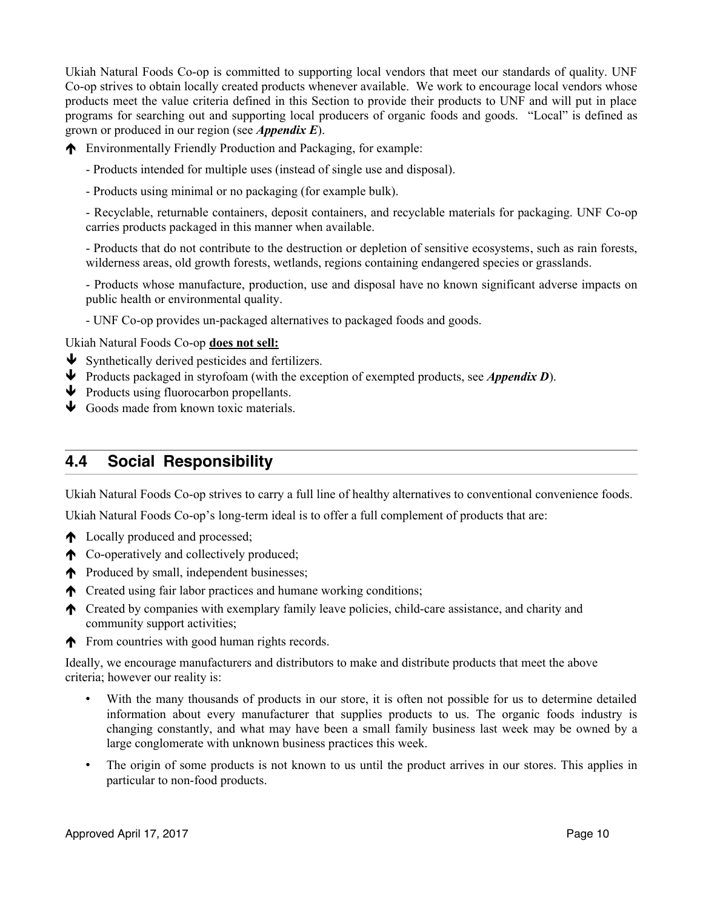Ukiah Natural Foods Co-op is committed to supporting local vendors that meet our standards of quality. UNF Co-op strives to obtain locally created products whenever available. We work to encourage local vendors whose products meet the value criteria defined in this Section to provide their products to UNF and will put in place programs for searching out and supporting local producers of organic foods and goods. "Local" is defined as grown or produced in our region (see ***Appendix E***).

- ↑ Environmentally Friendly Production and Packaging, for example:

  - Products intended for multiple uses (instead of single use and disposal).

  - Products using minimal or no packaging (for example bulk).

  - Recyclable, returnable containers, deposit containers, and recyclable materials for packaging. UNF Co-op carries products packaged in this manner when available.

  - Products that do not contribute to the destruction or depletion of sensitive ecosystems, such as rain forests, wilderness areas, old growth forests, wetlands, regions containing endangered species or grasslands.

  - Products whose manufacture, production, use and disposal have no known significant adverse impacts on public health or environmental quality.

  - UNF Co-op provides un-packaged alternatives to packaged foods and goods.

Ukiah Natural Foods Co-op **<u>does not sell:</u>**

- ↓ Synthetically derived pesticides and fertilizers.
- ↓ Products packaged in styrofoam (with the exception of exempted products, see ***Appendix D***).
- ↓ Products using fluorocarbon propellants.
- ↓ Goods made from known toxic materials.

## 4.4 Social Responsibility

Ukiah Natural Foods Co-op strives to carry a full line of healthy alternatives to conventional convenience foods.

Ukiah Natural Foods Co-op's long-term ideal is to offer a full complement of products that are:

- ↑ Locally produced and processed;
- ↑ Co-operatively and collectively produced;
- ↑ Produced by small, independent businesses;
- ↑ Created using fair labor practices and humane working conditions;
- ↑ Created by companies with exemplary family leave policies, child-care assistance, and charity and community support activities;
- ↑ From countries with good human rights records.

Ideally, we encourage manufacturers and distributors to make and distribute products that meet the above criteria; however our reality is:

- With the many thousands of products in our store, it is often not possible for us to determine detailed information about every manufacturer that supplies products to us. The organic foods industry is changing constantly, and what may have been a small family business last week may be owned by a large conglomerate with unknown business practices this week.
- The origin of some products is not known to us until the product arrives in our stores. This applies in particular to non-food products.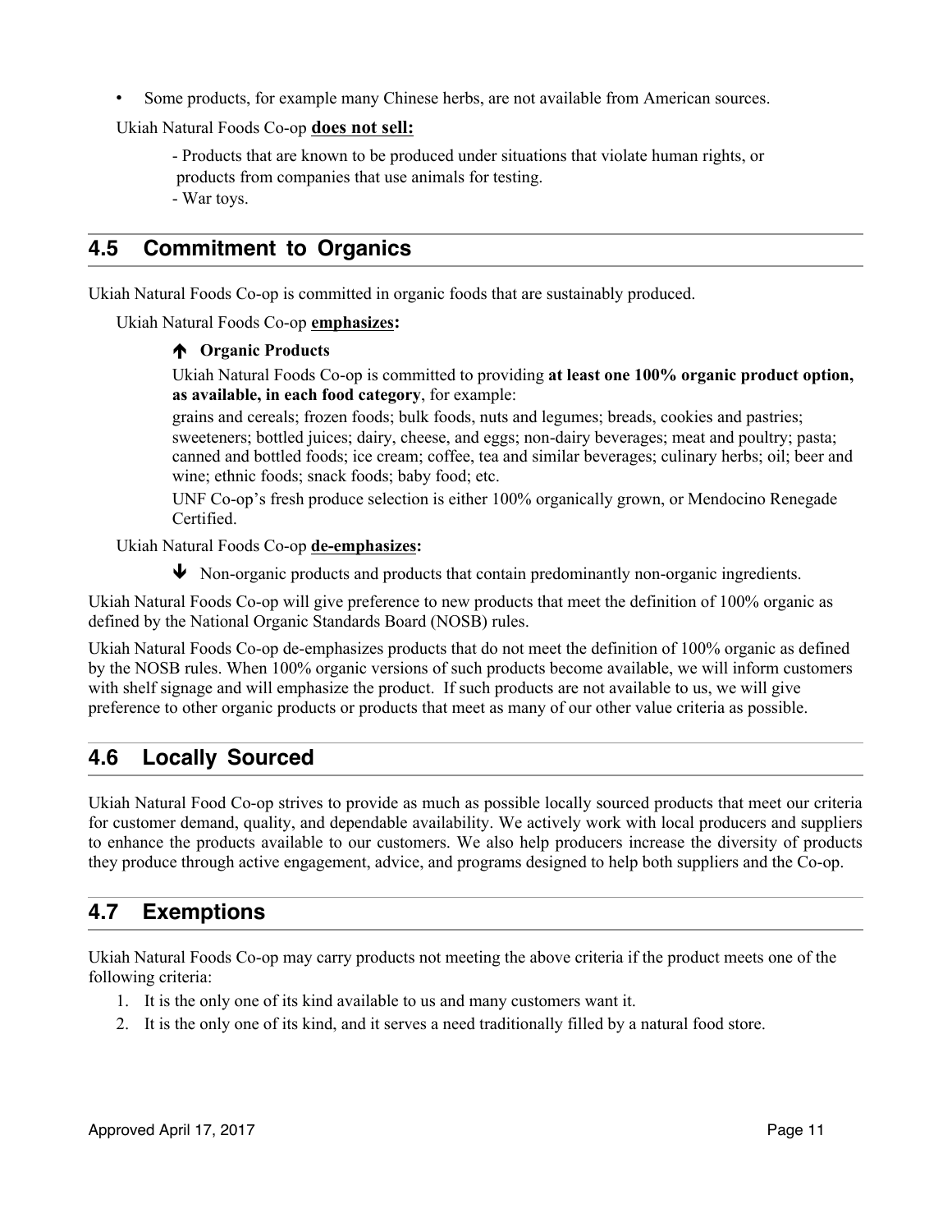- Some products, for example many Chinese herbs, are not available from American sources.

Ukiah Natural Foods Co-op **does not sell:**

- Products that are known to be produced under situations that violate human rights, or products from companies that use animals for testing.
- War toys.

## 4.5 Commitment to Organics

Ukiah Natural Foods Co-op is committed in organic foods that are sustainably produced.

Ukiah Natural Foods Co-op **emphasizes:**

🡅 **Organic Products**

Ukiah Natural Foods Co-op is committed to providing **at least one 100% organic product option, as available, in each food category**, for example:

grains and cereals; frozen foods; bulk foods, nuts and legumes; breads, cookies and pastries; sweeteners; bottled juices; dairy, cheese, and eggs; non-dairy beverages; meat and poultry; pasta; canned and bottled foods; ice cream; coffee, tea and similar beverages; culinary herbs; oil; beer and wine; ethnic foods; snack foods; baby food; etc.

UNF Co-op's fresh produce selection is either 100% organically grown, or Mendocino Renegade Certified.

Ukiah Natural Foods Co-op **de-emphasizes:**

🡇 Non-organic products and products that contain predominantly non-organic ingredients.

Ukiah Natural Foods Co-op will give preference to new products that meet the definition of 100% organic as defined by the National Organic Standards Board (NOSB) rules.

Ukiah Natural Foods Co-op de-emphasizes products that do not meet the definition of 100% organic as defined by the NOSB rules. When 100% organic versions of such products become available, we will inform customers with shelf signage and will emphasize the product. If such products are not available to us, we will give preference to other organic products or products that meet as many of our other value criteria as possible.

## 4.6 Locally Sourced

Ukiah Natural Food Co-op strives to provide as much as possible locally sourced products that meet our criteria for customer demand, quality, and dependable availability. We actively work with local producers and suppliers to enhance the products available to our customers. We also help producers increase the diversity of products they produce through active engagement, advice, and programs designed to help both suppliers and the Co-op.

## 4.7 Exemptions

Ukiah Natural Foods Co-op may carry products not meeting the above criteria if the product meets one of the following criteria:

1. It is the only one of its kind available to us and many customers want it.
2. It is the only one of its kind, and it serves a need traditionally filled by a natural food store.

Approved April 17, 2017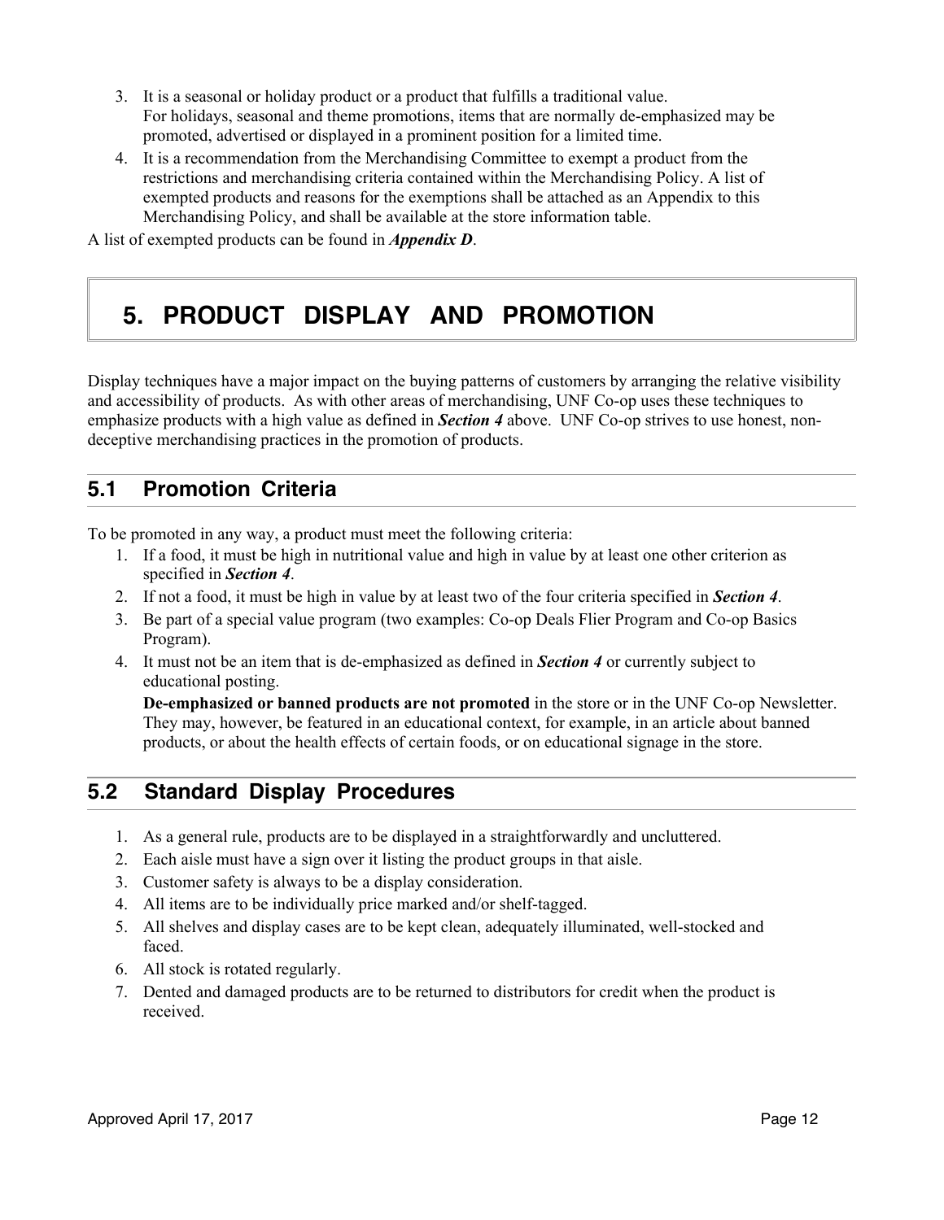3. It is a seasonal or holiday product or a product that fulfills a traditional value.
   For holidays, seasonal and theme promotions, items that are normally de-emphasized may be promoted, advertised or displayed in a prominent position for a limited time.
4. It is a recommendation from the Merchandising Committee to exempt a product from the restrictions and merchandising criteria contained within the Merchandising Policy. A list of exempted products and reasons for the exemptions shall be attached as an Appendix to this Merchandising Policy, and shall be available at the store information table.

A list of exempted products can be found in ***Appendix D***.

# 5. PRODUCT DISPLAY AND PROMOTION

Display techniques have a major impact on the buying patterns of customers by arranging the relative visibility and accessibility of products. As with other areas of merchandising, UNF Co-op uses these techniques to emphasize products with a high value as defined in ***Section 4*** above. UNF Co-op strives to use honest, non-deceptive merchandising practices in the promotion of products.

## 5.1 Promotion Criteria

To be promoted in any way, a product must meet the following criteria:

1. If a food, it must be high in nutritional value and high in value by at least one other criterion as specified in ***Section 4***.
2. If not a food, it must be high in value by at least two of the four criteria specified in ***Section 4***.
3. Be part of a special value program (two examples: Co-op Deals Flier Program and Co-op Basics Program).
4. It must not be an item that is de-emphasized as defined in ***Section 4*** or currently subject to educational posting.
   **De-emphasized or banned products are not promoted** in the store or in the UNF Co-op Newsletter. They may, however, be featured in an educational context, for example, in an article about banned products, or about the health effects of certain foods, or on educational signage in the store.

## 5.2 Standard Display Procedures

1. As a general rule, products are to be displayed in a straightforwardly and uncluttered.
2. Each aisle must have a sign over it listing the product groups in that aisle.
3. Customer safety is always to be a display consideration.
4. All items are to be individually price marked and/or shelf-tagged.
5. All shelves and display cases are to be kept clean, adequately illuminated, well-stocked and faced.
6. All stock is rotated regularly.
7. Dented and damaged products are to be returned to distributors for credit when the product is received.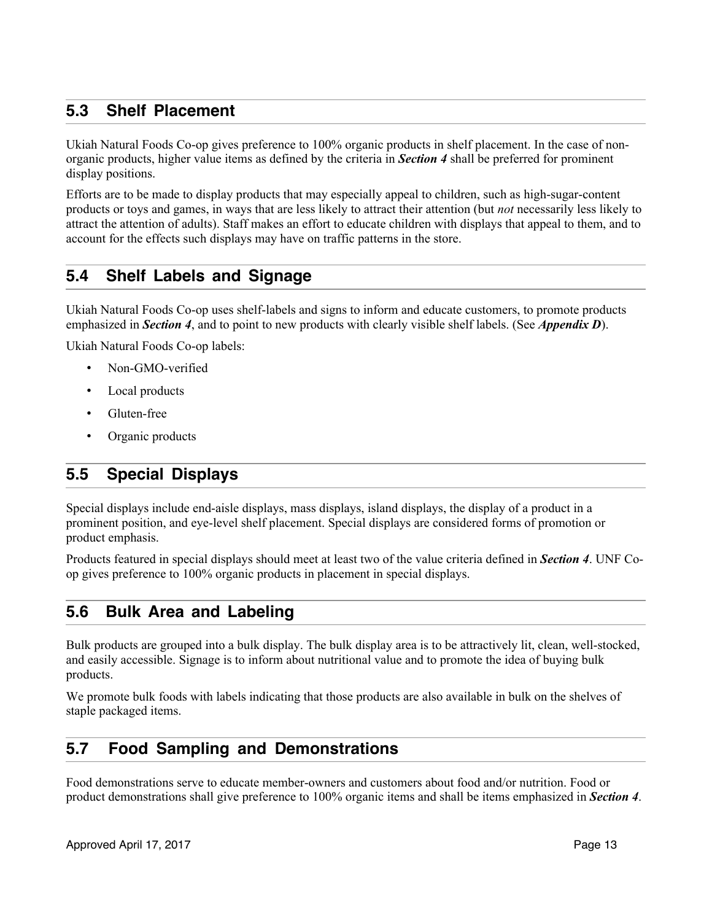## 5.3 Shelf Placement

Ukiah Natural Foods Co-op gives preference to 100% organic products in shelf placement. In the case of non-organic products, higher value items as defined by the criteria in ***Section 4*** shall be preferred for prominent display positions.

Efforts are to be made to display products that may especially appeal to children, such as high-sugar-content products or toys and games, in ways that are less likely to attract their attention (but *not* necessarily less likely to attract the attention of adults). Staff makes an effort to educate children with displays that appeal to them, and to account for the effects such displays may have on traffic patterns in the store.

## 5.4 Shelf Labels and Signage

Ukiah Natural Foods Co-op uses shelf-labels and signs to inform and educate customers, to promote products emphasized in ***Section 4***, and to point to new products with clearly visible shelf labels. (See ***Appendix D***).

Ukiah Natural Foods Co-op labels:

- Non-GMO-verified
- Local products
- Gluten-free
- Organic products

## 5.5 Special Displays

Special displays include end-aisle displays, mass displays, island displays, the display of a product in a prominent position, and eye-level shelf placement. Special displays are considered forms of promotion or product emphasis.

Products featured in special displays should meet at least two of the value criteria defined in ***Section 4***. UNF Co-op gives preference to 100% organic products in placement in special displays.

## 5.6 Bulk Area and Labeling

Bulk products are grouped into a bulk display. The bulk display area is to be attractively lit, clean, well-stocked, and easily accessible. Signage is to inform about nutritional value and to promote the idea of buying bulk products.

We promote bulk foods with labels indicating that those products are also available in bulk on the shelves of staple packaged items.

## 5.7 Food Sampling and Demonstrations

Food demonstrations serve to educate member-owners and customers about food and/or nutrition. Food or product demonstrations shall give preference to 100% organic items and shall be items emphasized in ***Section 4***.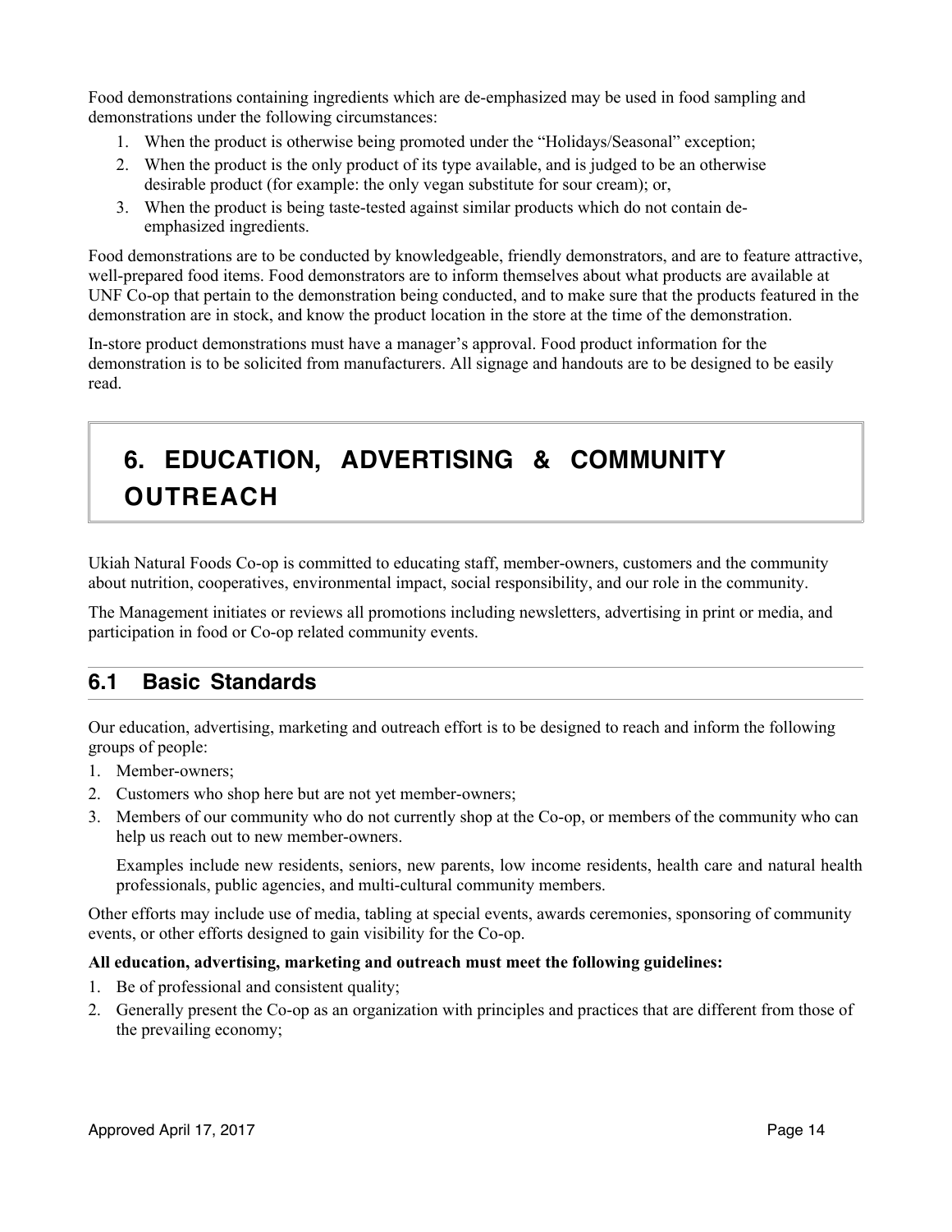Food demonstrations containing ingredients which are de-emphasized may be used in food sampling and demonstrations under the following circumstances:

1. When the product is otherwise being promoted under the "Holidays/Seasonal" exception;
2. When the product is the only product of its type available, and is judged to be an otherwise desirable product (for example: the only vegan substitute for sour cream); or,
3. When the product is being taste-tested against similar products which do not contain de-emphasized ingredients.

Food demonstrations are to be conducted by knowledgeable, friendly demonstrators, and are to feature attractive, well-prepared food items. Food demonstrators are to inform themselves about what products are available at UNF Co-op that pertain to the demonstration being conducted, and to make sure that the products featured in the demonstration are in stock, and know the product location in the store at the time of the demonstration.

In-store product demonstrations must have a manager's approval. Food product information for the demonstration is to be solicited from manufacturers. All signage and handouts are to be designed to be easily read.

# 6. EDUCATION, ADVERTISING & COMMUNITY OUTREACH

Ukiah Natural Foods Co-op is committed to educating staff, member-owners, customers and the community about nutrition, cooperatives, environmental impact, social responsibility, and our role in the community.

The Management initiates or reviews all promotions including newsletters, advertising in print or media, and participation in food or Co-op related community events.

## 6.1 Basic Standards

Our education, advertising, marketing and outreach effort is to be designed to reach and inform the following groups of people:

1. Member-owners;
2. Customers who shop here but are not yet member-owners;
3. Members of our community who do not currently shop at the Co-op, or members of the community who can help us reach out to new member-owners.

   Examples include new residents, seniors, new parents, low income residents, health care and natural health professionals, public agencies, and multi-cultural community members.

Other efforts may include use of media, tabling at special events, awards ceremonies, sponsoring of community events, or other efforts designed to gain visibility for the Co-op.

**All education, advertising, marketing and outreach must meet the following guidelines:**

1. Be of professional and consistent quality;
2. Generally present the Co-op as an organization with principles and practices that are different from those of the prevailing economy;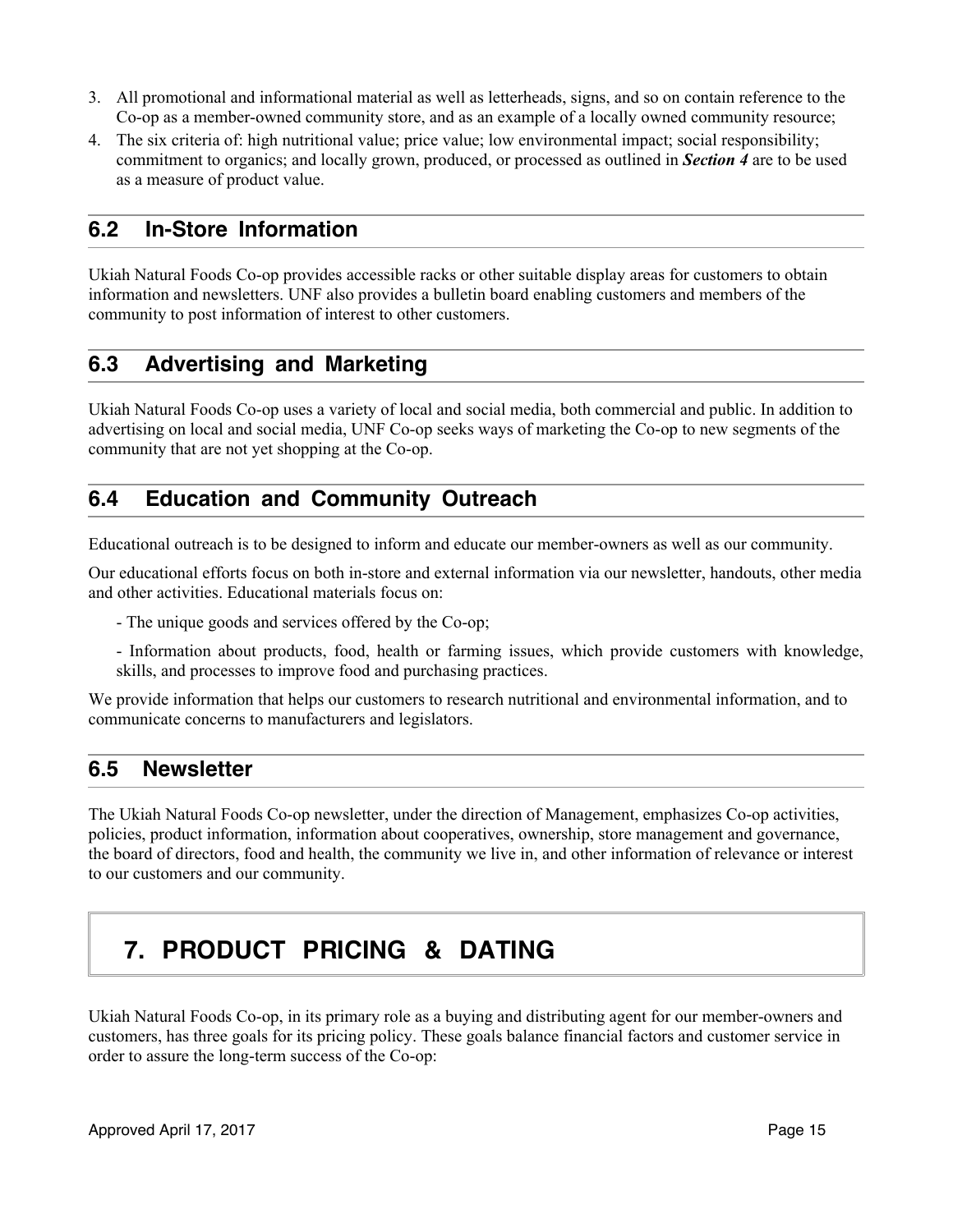3. All promotional and informational material as well as letterheads, signs, and so on contain reference to the Co-op as a member-owned community store, and as an example of a locally owned community resource;
4. The six criteria of: high nutritional value; price value; low environmental impact; social responsibility; commitment to organics; and locally grown, produced, or processed as outlined in ***Section 4*** are to be used as a measure of product value.

## 6.2 In-Store Information

Ukiah Natural Foods Co-op provides accessible racks or other suitable display areas for customers to obtain information and newsletters. UNF also provides a bulletin board enabling customers and members of the community to post information of interest to other customers.

## 6.3 Advertising and Marketing

Ukiah Natural Foods Co-op uses a variety of local and social media, both commercial and public. In addition to advertising on local and social media, UNF Co-op seeks ways of marketing the Co-op to new segments of the community that are not yet shopping at the Co-op.

## 6.4 Education and Community Outreach

Educational outreach is to be designed to inform and educate our member-owners as well as our community.

Our educational efforts focus on both in-store and external information via our newsletter, handouts, other media and other activities. Educational materials focus on:

- The unique goods and services offered by the Co-op;
- Information about products, food, health or farming issues, which provide customers with knowledge, skills, and processes to improve food and purchasing practices.

We provide information that helps our customers to research nutritional and environmental information, and to communicate concerns to manufacturers and legislators.

## 6.5 Newsletter

The Ukiah Natural Foods Co-op newsletter, under the direction of Management, emphasizes Co-op activities, policies, product information, information about cooperatives, ownership, store management and governance, the board of directors, food and health, the community we live in, and other information of relevance or interest to our customers and our community.

# 7. PRODUCT PRICING & DATING

Ukiah Natural Foods Co-op, in its primary role as a buying and distributing agent for our member-owners and customers, has three goals for its pricing policy. These goals balance financial factors and customer service in order to assure the long-term success of the Co-op: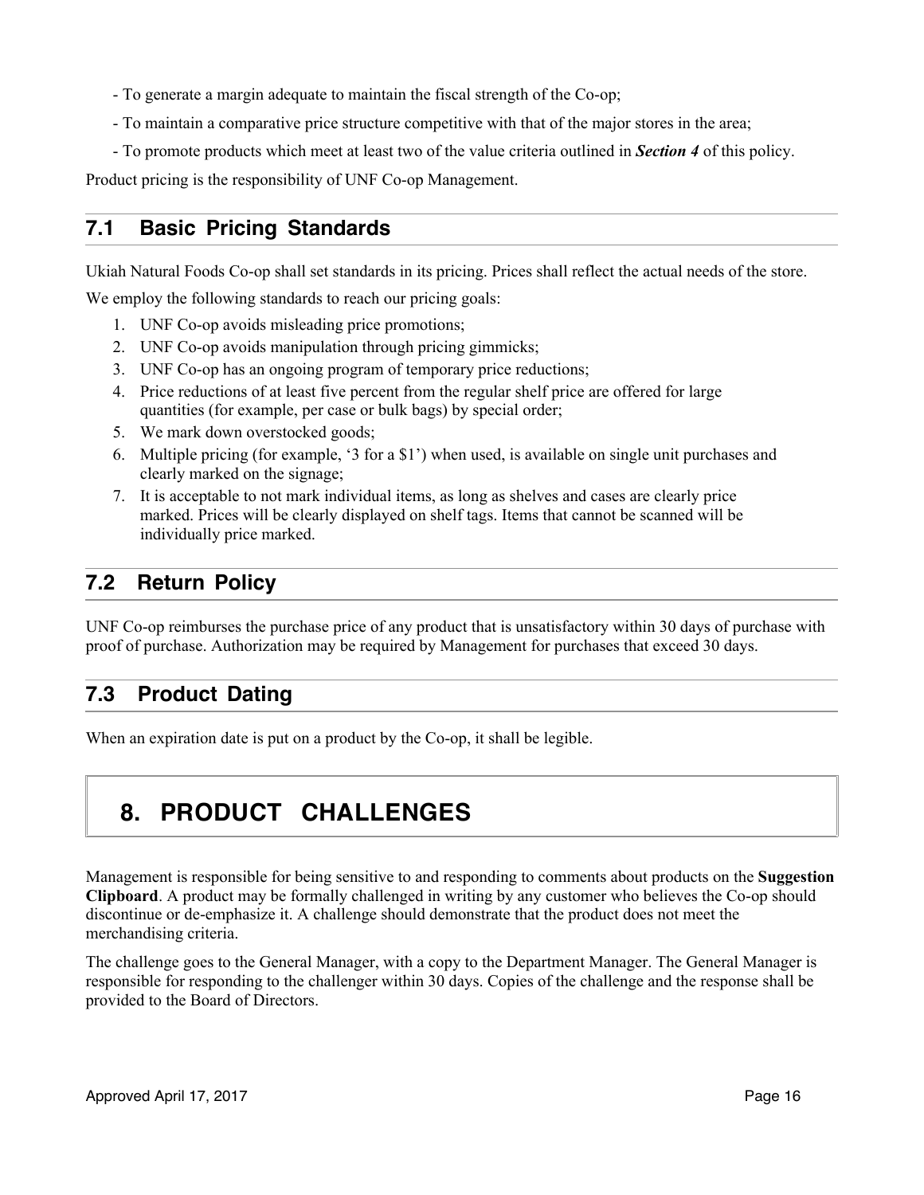- To generate a margin adequate to maintain the fiscal strength of the Co-op;
- To maintain a comparative price structure competitive with that of the major stores in the area;
- To promote products which meet at least two of the value criteria outlined in ***Section 4*** of this policy.

Product pricing is the responsibility of UNF Co-op Management.

## 7.1 Basic Pricing Standards

Ukiah Natural Foods Co-op shall set standards in its pricing. Prices shall reflect the actual needs of the store.

We employ the following standards to reach our pricing goals:

1. UNF Co-op avoids misleading price promotions;
2. UNF Co-op avoids manipulation through pricing gimmicks;
3. UNF Co-op has an ongoing program of temporary price reductions;
4. Price reductions of at least five percent from the regular shelf price are offered for large quantities (for example, per case or bulk bags) by special order;
5. We mark down overstocked goods;
6. Multiple pricing (for example, '3 for a $1') when used, is available on single unit purchases and clearly marked on the signage;
7. It is acceptable to not mark individual items, as long as shelves and cases are clearly price marked. Prices will be clearly displayed on shelf tags. Items that cannot be scanned will be individually price marked.

## 7.2 Return Policy

UNF Co-op reimburses the purchase price of any product that is unsatisfactory within 30 days of purchase with proof of purchase. Authorization may be required by Management for purchases that exceed 30 days.

## 7.3 Product Dating

When an expiration date is put on a product by the Co-op, it shall be legible.

# 8. PRODUCT CHALLENGES

Management is responsible for being sensitive to and responding to comments about products on the **Suggestion Clipboard**. A product may be formally challenged in writing by any customer who believes the Co-op should discontinue or de-emphasize it. A challenge should demonstrate that the product does not meet the merchandising criteria.

The challenge goes to the General Manager, with a copy to the Department Manager. The General Manager is responsible for responding to the challenger within 30 days. Copies of the challenge and the response shall be provided to the Board of Directors.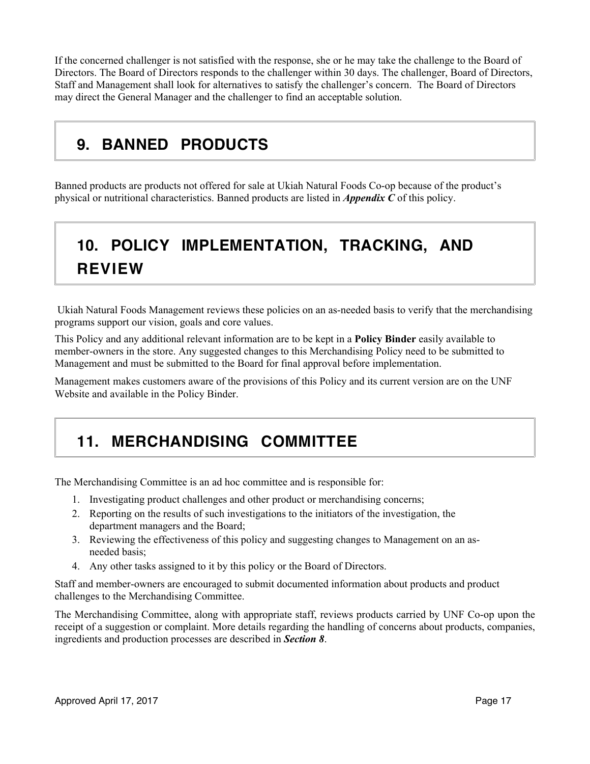If the concerned challenger is not satisfied with the response, she or he may take the challenge to the Board of Directors. The Board of Directors responds to the challenger within 30 days. The challenger, Board of Directors, Staff and Management shall look for alternatives to satisfy the challenger's concern. The Board of Directors may direct the General Manager and the challenger to find an acceptable solution.

## 9. BANNED PRODUCTS

Banned products are products not offered for sale at Ukiah Natural Foods Co-op because of the product's physical or nutritional characteristics. Banned products are listed in ***Appendix C*** of this policy.

## 10. POLICY IMPLEMENTATION, TRACKING, AND REVIEW

Ukiah Natural Foods Management reviews these policies on an as-needed basis to verify that the merchandising programs support our vision, goals and core values.

This Policy and any additional relevant information are to be kept in a **Policy Binder** easily available to member-owners in the store. Any suggested changes to this Merchandising Policy need to be submitted to Management and must be submitted to the Board for final approval before implementation.

Management makes customers aware of the provisions of this Policy and its current version are on the UNF Website and available in the Policy Binder.

## 11. MERCHANDISING COMMITTEE

The Merchandising Committee is an ad hoc committee and is responsible for:

1. Investigating product challenges and other product or merchandising concerns;
2. Reporting on the results of such investigations to the initiators of the investigation, the department managers and the Board;
3. Reviewing the effectiveness of this policy and suggesting changes to Management on an as-needed basis;
4. Any other tasks assigned to it by this policy or the Board of Directors.

Staff and member-owners are encouraged to submit documented information about products and product challenges to the Merchandising Committee.

The Merchandising Committee, along with appropriate staff, reviews products carried by UNF Co-op upon the receipt of a suggestion or complaint. More details regarding the handling of concerns about products, companies, ingredients and production processes are described in ***Section 8***.

Approved April 17, 2017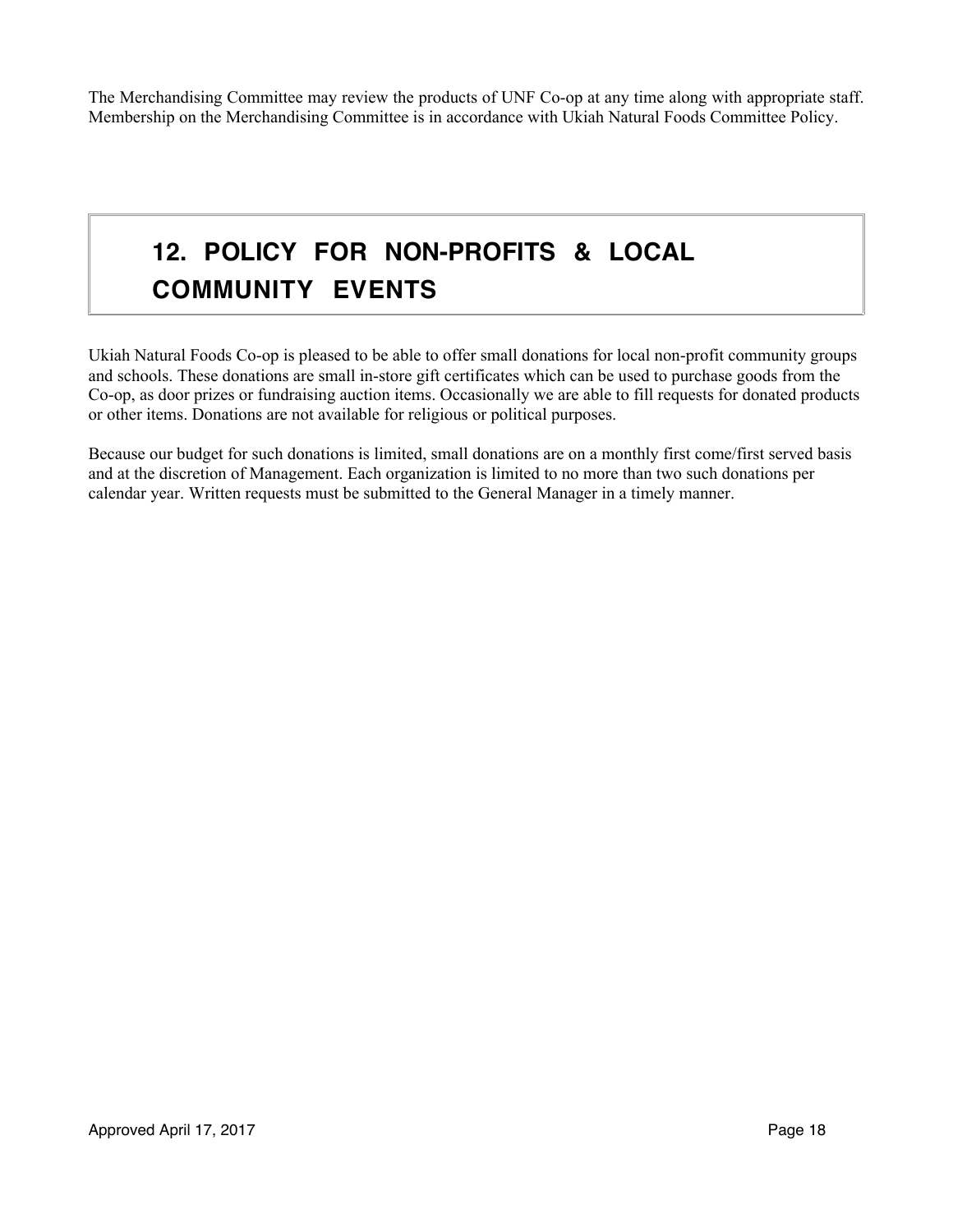The Merchandising Committee may review the products of UNF Co-op at any time along with appropriate staff. Membership on the Merchandising Committee is in accordance with Ukiah Natural Foods Committee Policy.

# 12. POLICY FOR NON-PROFITS & LOCAL COMMUNITY EVENTS

Ukiah Natural Foods Co-op is pleased to be able to offer small donations for local non-profit community groups and schools. These donations are small in-store gift certificates which can be used to purchase goods from the Co-op, as door prizes or fundraising auction items. Occasionally we are able to fill requests for donated products or other items. Donations are not available for religious or political purposes.

Because our budget for such donations is limited, small donations are on a monthly first come/first served basis and at the discretion of Management. Each organization is limited to no more than two such donations per calendar year. Written requests must be submitted to the General Manager in a timely manner.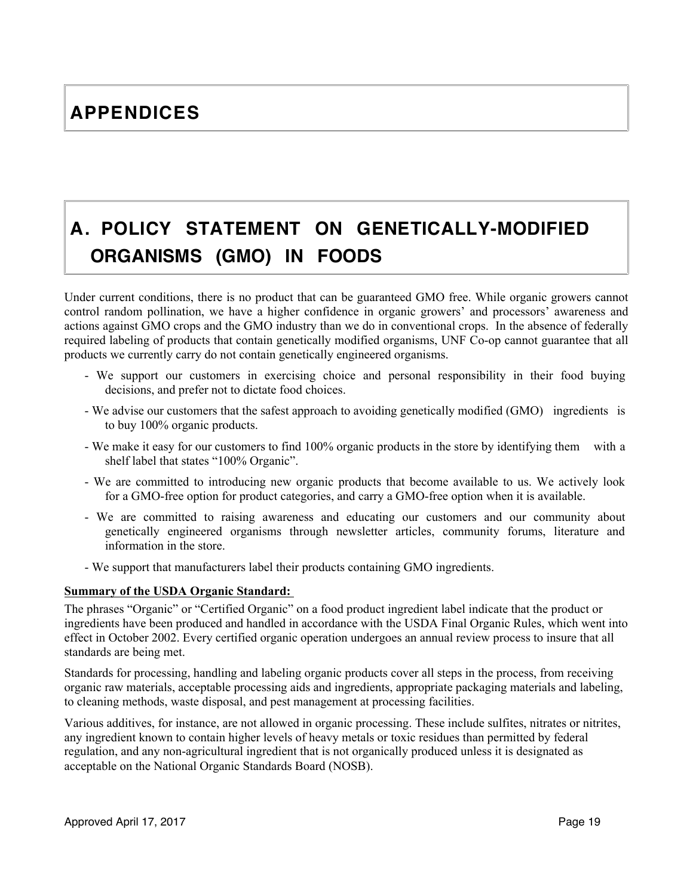# APPENDICES

## A. POLICY STATEMENT ON GENETICALLY-MODIFIED ORGANISMS (GMO) IN FOODS

Under current conditions, there is no product that can be guaranteed GMO free. While organic growers cannot control random pollination, we have a higher confidence in organic growers' and processors' awareness and actions against GMO crops and the GMO industry than we do in conventional crops. In the absence of federally required labeling of products that contain genetically modified organisms, UNF Co-op cannot guarantee that all products we currently carry do not contain genetically engineered organisms.

- We support our customers in exercising choice and personal responsibility in their food buying decisions, and prefer not to dictate food choices.
- We advise our customers that the safest approach to avoiding genetically modified (GMO) ingredients is to buy 100% organic products.
- We make it easy for our customers to find 100% organic products in the store by identifying them with a shelf label that states "100% Organic".
- We are committed to introducing new organic products that become available to us. We actively look for a GMO-free option for product categories, and carry a GMO-free option when it is available.
- We are committed to raising awareness and educating our customers and our community about genetically engineered organisms through newsletter articles, community forums, literature and information in the store.
- We support that manufacturers label their products containing GMO ingredients.

**Summary of the USDA Organic Standard:**

The phrases "Organic" or "Certified Organic" on a food product ingredient label indicate that the product or ingredients have been produced and handled in accordance with the USDA Final Organic Rules, which went into effect in October 2002. Every certified organic operation undergoes an annual review process to insure that all standards are being met.

Standards for processing, handling and labeling organic products cover all steps in the process, from receiving organic raw materials, acceptable processing aids and ingredients, appropriate packaging materials and labeling, to cleaning methods, waste disposal, and pest management at processing facilities.

Various additives, for instance, are not allowed in organic processing. These include sulfites, nitrates or nitrites, any ingredient known to contain higher levels of heavy metals or toxic residues than permitted by federal regulation, and any non-agricultural ingredient that is not organically produced unless it is designated as acceptable on the National Organic Standards Board (NOSB).

Approved April 17, 2017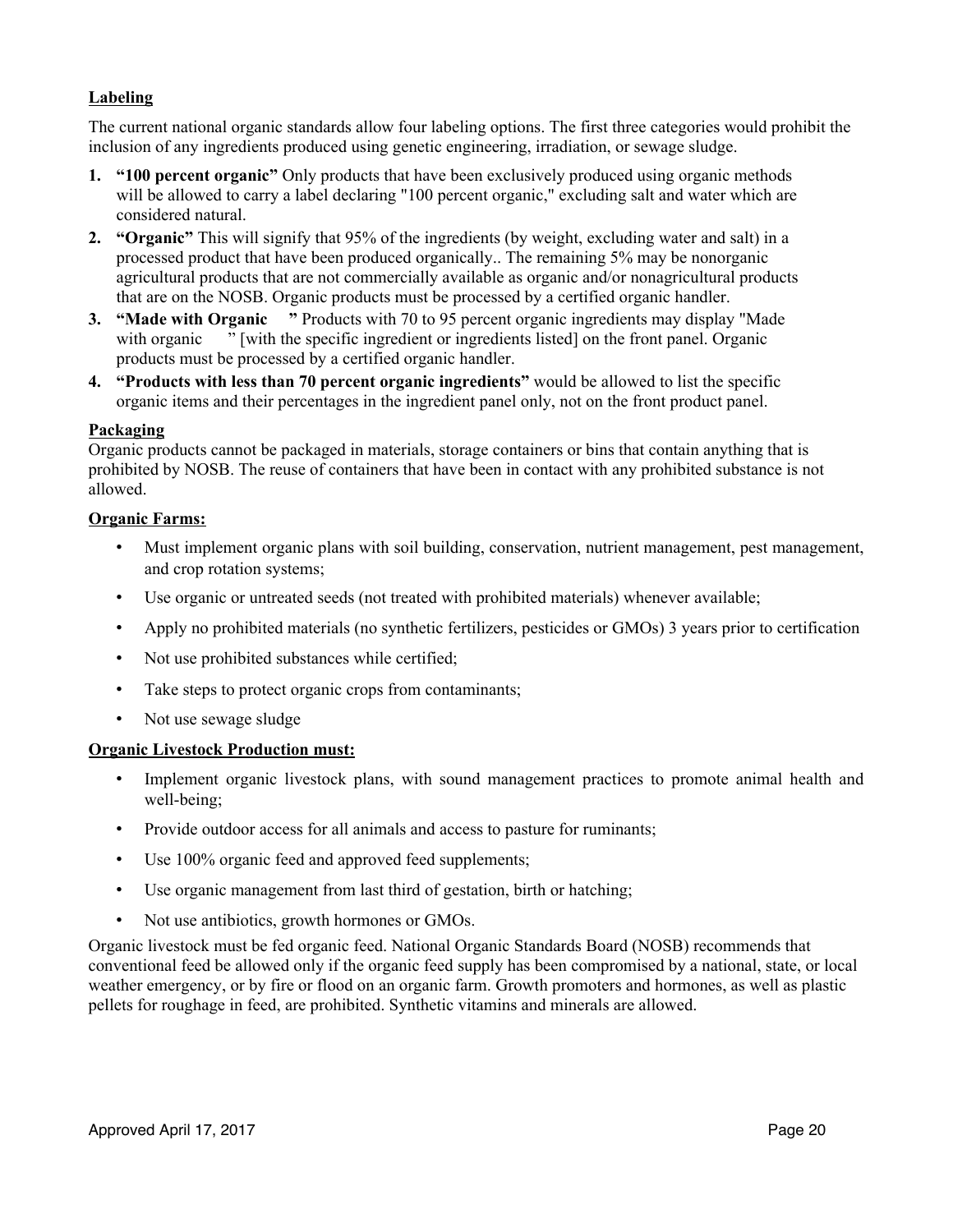**Labeling**

The current national organic standards allow four labeling options. The first three categories would prohibit the inclusion of any ingredients produced using genetic engineering, irradiation, or sewage sludge.

1. **"100 percent organic"** Only products that have been exclusively produced using organic methods will be allowed to carry a label declaring "100 percent organic," excluding salt and water which are considered natural.
2. **"Organic"** This will signify that 95% of the ingredients (by weight, excluding water and salt) in a processed product that have been produced organically.. The remaining 5% may be nonorganic agricultural products that are not commercially available as organic and/or nonagricultural products that are on the NOSB. Organic products must be processed by a certified organic handler.
3. **"Made with Organic \_\_\_"** Products with 70 to 95 percent organic ingredients may display "Made with organic \_\_\_" [with the specific ingredient or ingredients listed] on the front panel. Organic products must be processed by a certified organic handler.
4. **"Products with less than 70 percent organic ingredients"** would be allowed to list the specific organic items and their percentages in the ingredient panel only, not on the front product panel.

**Packaging**

Organic products cannot be packaged in materials, storage containers or bins that contain anything that is prohibited by NOSB. The reuse of containers that have been in contact with any prohibited substance is not allowed.

**Organic Farms:**

- Must implement organic plans with soil building, conservation, nutrient management, pest management, and crop rotation systems;
- Use organic or untreated seeds (not treated with prohibited materials) whenever available;
- Apply no prohibited materials (no synthetic fertilizers, pesticides or GMOs) 3 years prior to certification
- Not use prohibited substances while certified;
- Take steps to protect organic crops from contaminants;
- Not use sewage sludge

**Organic Livestock Production must:**

- Implement organic livestock plans, with sound management practices to promote animal health and well-being;
- Provide outdoor access for all animals and access to pasture for ruminants;
- Use 100% organic feed and approved feed supplements;
- Use organic management from last third of gestation, birth or hatching;
- Not use antibiotics, growth hormones or GMOs.

Organic livestock must be fed organic feed. National Organic Standards Board (NOSB) recommends that conventional feed be allowed only if the organic feed supply has been compromised by a national, state, or local weather emergency, or by fire or flood on an organic farm. Growth promoters and hormones, as well as plastic pellets for roughage in feed, are prohibited. Synthetic vitamins and minerals are allowed.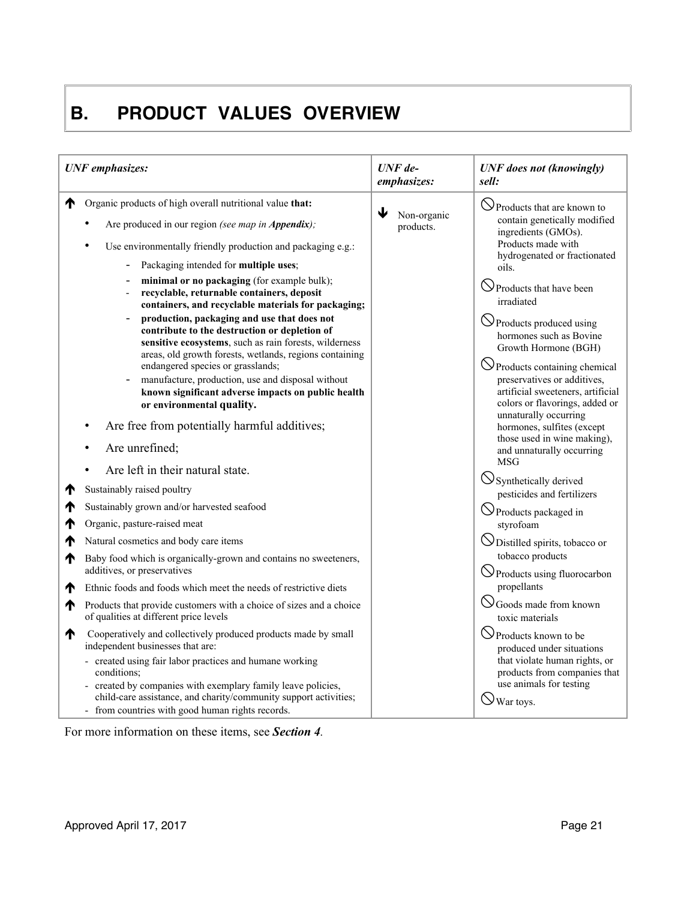# B. PRODUCT VALUES OVERVIEW

| *UNF emphasizes:* | *UNF de-emphasizes:* | *UNF does not (knowingly) sell:* |
| --- | --- | --- |
| ↑ Organic products of high overall nutritional value **that:**<br>• Are produced in our region *(see map in **Appendix**);*<br>• Use environmentally friendly production and packaging e.g.:<br>- Packaging intended for **multiple uses**;<br>- **minimal or no packaging** (for example bulk);<br>- **recyclable, returnable containers, deposit containers, and recyclable materials for packaging;**<br>- **production, packaging and use that does not contribute to the destruction or depletion of sensitive ecosystems**, such as rain forests, wilderness areas, old growth forests, wetlands, regions containing endangered species or grasslands;<br>- manufacture, production, use and disposal without **known significant adverse impacts on public health or environmental quality.**<br>• Are free from potentially harmful additives;<br>• Are unrefined;<br>• Are left in their natural state.<br>↑ Sustainably raised poultry<br>↑ Sustainably grown and/or harvested seafood<br>↑ Organic, pasture-raised meat<br>↑ Natural cosmetics and body care items<br>↑ Baby food which is organically-grown and contains no sweeteners, additives, or preservatives<br>↑ Ethnic foods and foods which meet the needs of restrictive diets<br>↑ Products that provide customers with a choice of sizes and a choice of qualities at different price levels<br>↑ Cooperatively and collectively produced products made by small independent businesses that are:<br>- created using fair labor practices and humane working conditions;<br>- created by companies with exemplary family leave policies, child-care assistance, and charity/community support activities;<br>- from countries with good human rights records. | ↓ Non-organic products. | ⃠ Products that are known to contain genetically modified ingredients (GMOs). Products made with hydrogenated or fractionated oils.<br>⃠ Products that have been irradiated<br>⃠ Products produced using hormones such as Bovine Growth Hormone (BGH)<br>⃠ Products containing chemical preservatives or additives, artificial sweeteners, artificial colors or flavorings, added or unnaturally occurring hormones, sulfites (except those used in wine making), and unnaturally occurring MSG<br>⃠ Synthetically derived pesticides and fertilizers<br>⃠ Products packaged in styrofoam<br>⃠ Distilled spirits, tobacco or tobacco products<br>⃠ Products using fluorocarbon propellants<br>⃠ Goods made from known toxic materials<br>⃠ Products known to be produced under situations that violate human rights, or products from companies that use animals for testing<br>⃠ War toys. |

For more information on these items, see ***Section 4***.

Approved April 17, 2017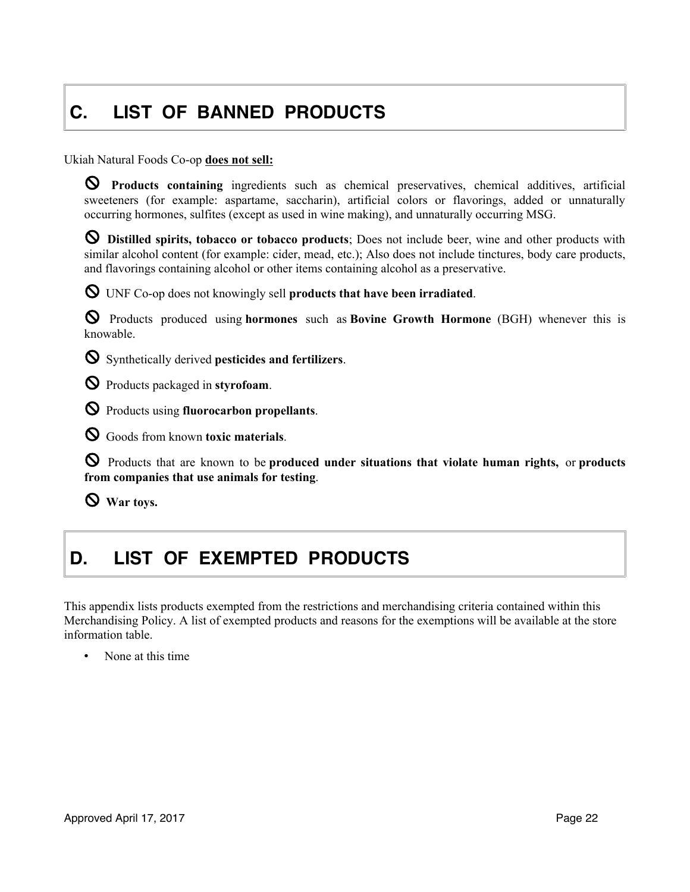## C. LIST OF BANNED PRODUCTS

Ukiah Natural Foods Co-op **<u>does not sell:</u>**

- 🚫 **Products containing** ingredients such as chemical preservatives, chemical additives, artificial sweeteners (for example: aspartame, saccharin), artificial colors or flavorings, added or unnaturally occurring hormones, sulfites (except as used in wine making), and unnaturally occurring MSG.

- 🚫 **Distilled spirits, tobacco or tobacco products**; Does not include beer, wine and other products with similar alcohol content (for example: cider, mead, etc.); Also does not include tinctures, body care products, and flavorings containing alcohol or other items containing alcohol as a preservative.

- 🚫 UNF Co-op does not knowingly sell **products that have been irradiated**.

- 🚫 Products produced using **hormones** such as **Bovine Growth Hormone** (BGH) whenever this is knowable.

- 🚫 Synthetically derived **pesticides and fertilizers**.

- 🚫 Products packaged in **styrofoam**.

- 🚫 Products using **fluorocarbon propellants**.

- 🚫 Goods from known **toxic materials**.

- 🚫 Products that are known to be **produced under situations that violate human rights,** or **products from companies that use animals for testing**.

- 🚫 **War toys.**

## D. LIST OF EXEMPTED PRODUCTS

This appendix lists products exempted from the restrictions and merchandising criteria contained within this Merchandising Policy. A list of exempted products and reasons for the exemptions will be available at the store information table.

- None at this time

Approved April 17, 2017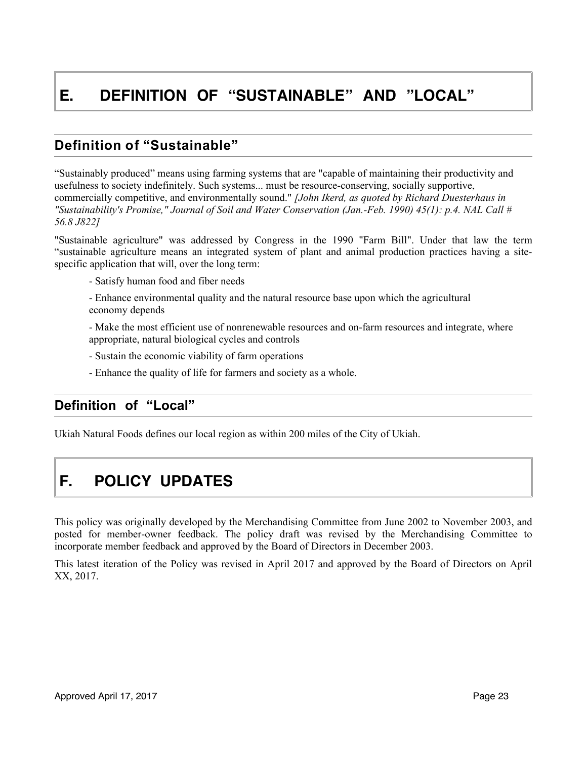# E. DEFINITION OF "SUSTAINABLE" AND "LOCAL"

## Definition of "Sustainable"

"Sustainably produced" means using farming systems that are "capable of maintaining their productivity and usefulness to society indefinitely. Such systems... must be resource-conserving, socially supportive, commercially competitive, and environmentally sound." *[John Ikerd, as quoted by Richard Duesterhaus in "Sustainability's Promise," Journal of Soil and Water Conservation (Jan.-Feb. 1990) 45(1): p.4. NAL Call # 56.8 J822]*

"Sustainable agriculture" was addressed by Congress in the 1990 "Farm Bill". Under that law the term "sustainable agriculture means an integrated system of plant and animal production practices having a site-specific application that will, over the long term:

- Satisfy human food and fiber needs
- Enhance environmental quality and the natural resource base upon which the agricultural economy depends
- Make the most efficient use of nonrenewable resources and on-farm resources and integrate, where appropriate, natural biological cycles and controls
- Sustain the economic viability of farm operations
- Enhance the quality of life for farmers and society as a whole.

## Definition of "Local"

Ukiah Natural Foods defines our local region as within 200 miles of the City of Ukiah.

# F. POLICY UPDATES

This policy was originally developed by the Merchandising Committee from June 2002 to November 2003, and posted for member-owner feedback. The policy draft was revised by the Merchandising Committee to incorporate member feedback and approved by the Board of Directors in December 2003.

This latest iteration of the Policy was revised in April 2017 and approved by the Board of Directors on April XX, 2017.